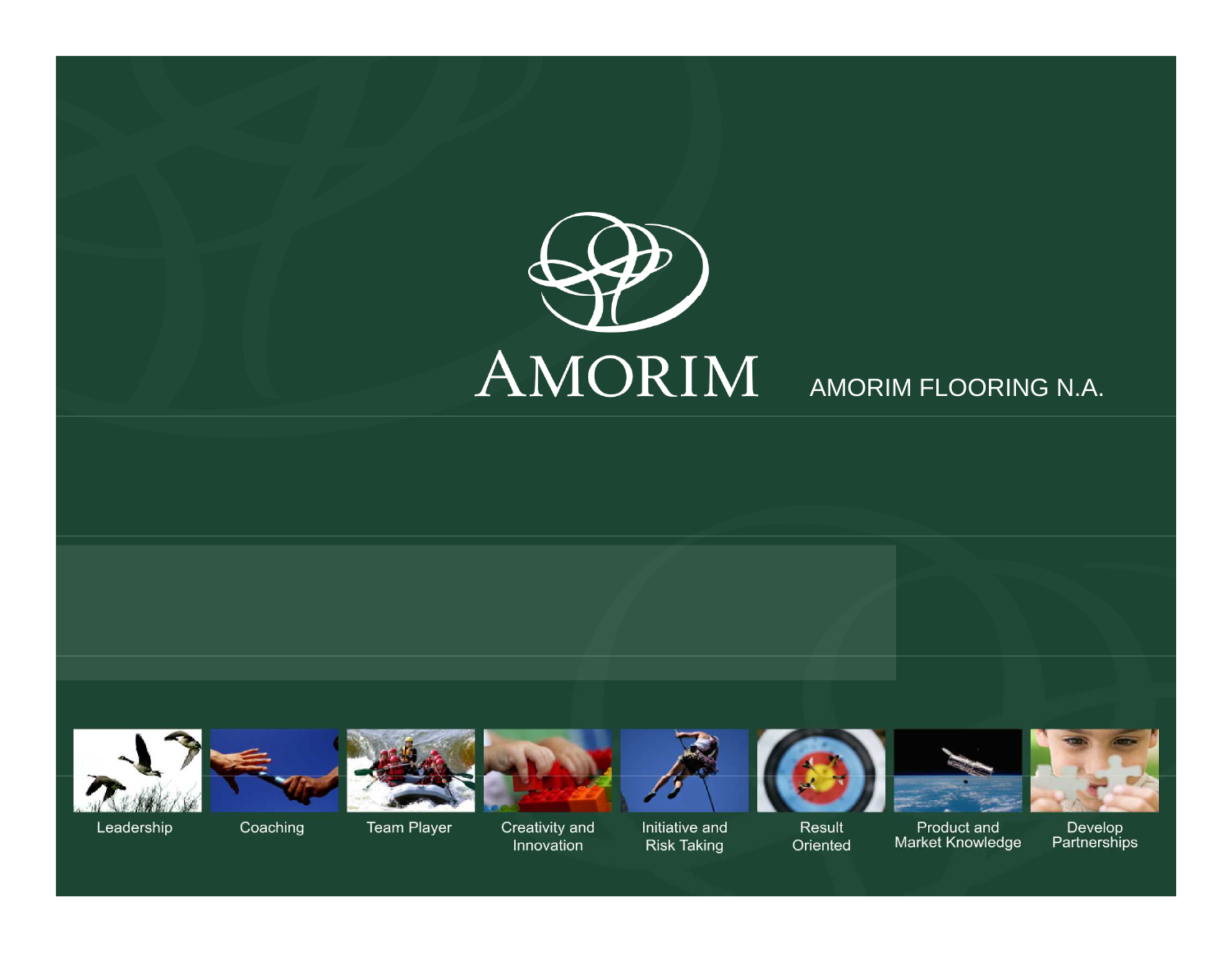# AMORIM

AMORIM FLOORING N.A.

Leadership

Coaching

Team Player

Creativity and Innovation

Initiative and Risk Taking

Result Oriented

Product and Market Knowledge

Develop Partnerships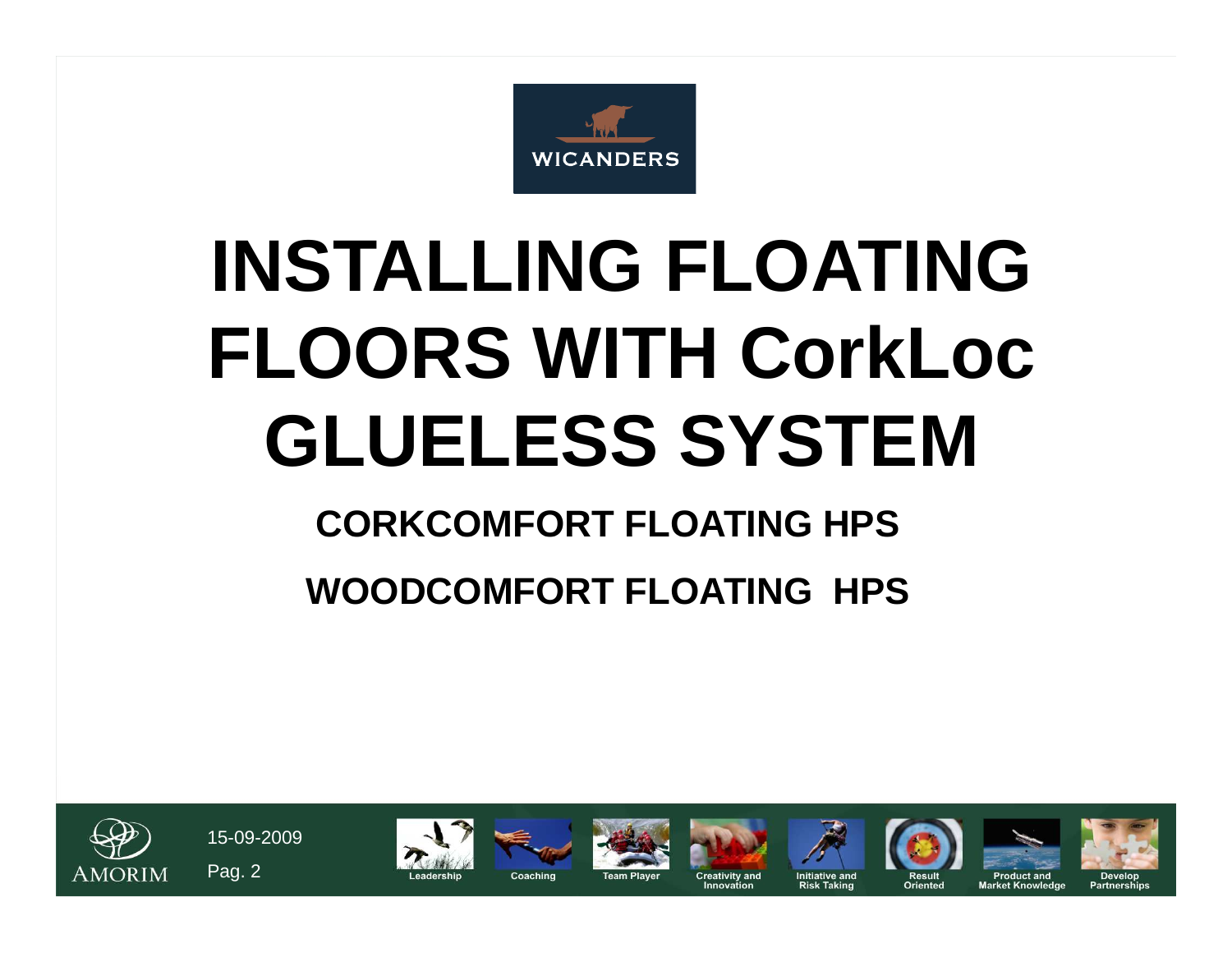WICANDERS

# INSTALLING FLOATING FLOORS WITH CorkLoc GLUELESS SYSTEM

## CORKCOMFORT FLOATING HPS

## WOODCOMFORT FLOATING HPS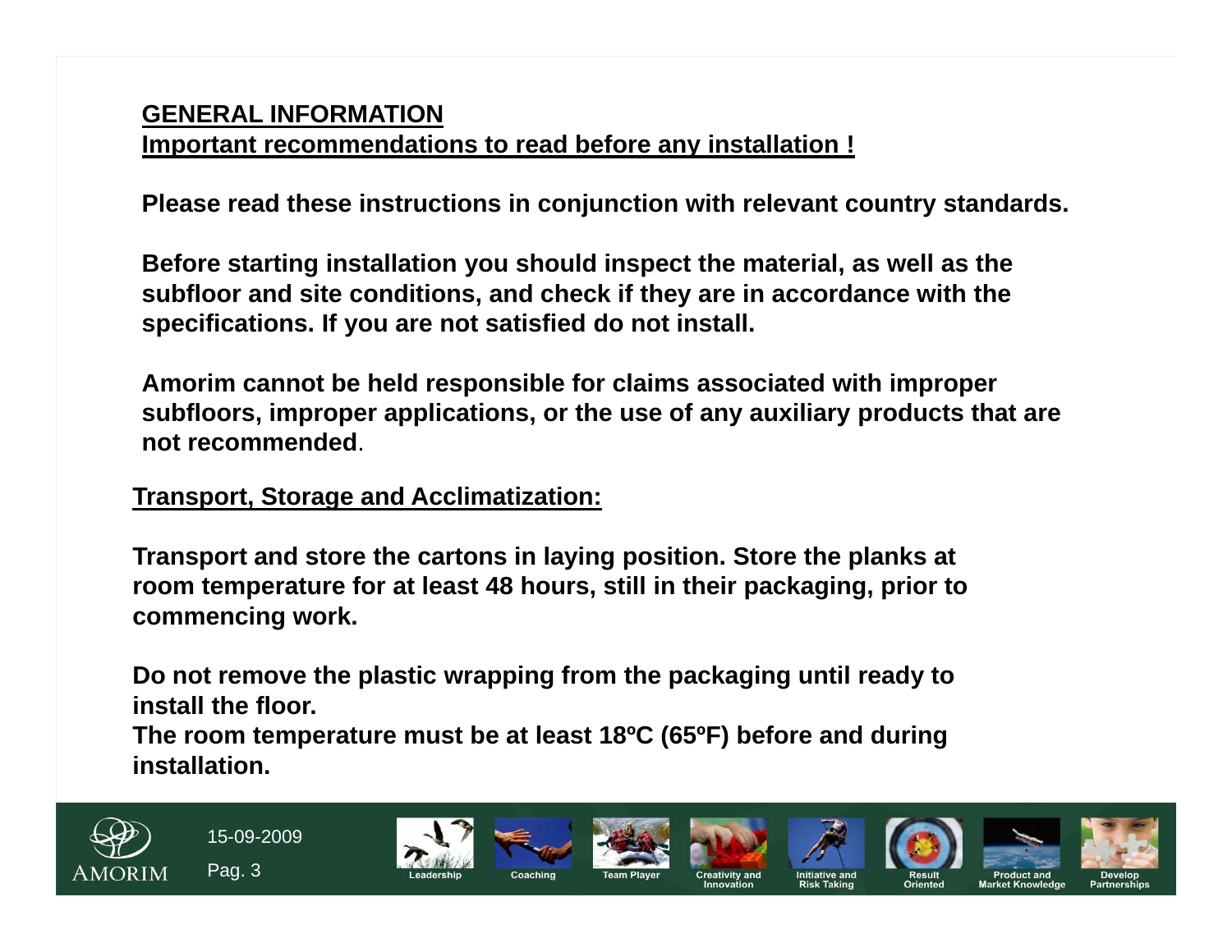## GENERAL INFORMATION

## Important recommendations to read before any installation !

**Please read these instructions in conjunction with relevant country standards.**

**Before starting installation you should inspect the material, as well as the subfloor and site conditions, and check if they are in accordance with the specifications. If you are not satisfied do not install.**

**Amorim cannot be held responsible for claims associated with improper subfloors, improper applications, or the use of any auxiliary products that are not recommended**.

## Transport, Storage and Acclimatization:

**Transport and store the cartons in laying position. Store the planks at room temperature for at least 48 hours, still in their packaging, prior to commencing work.**

**Do not remove the plastic wrapping from the packaging until ready to install the floor.**
**The room temperature must be at least 18ºC (65ºF) before and during installation.**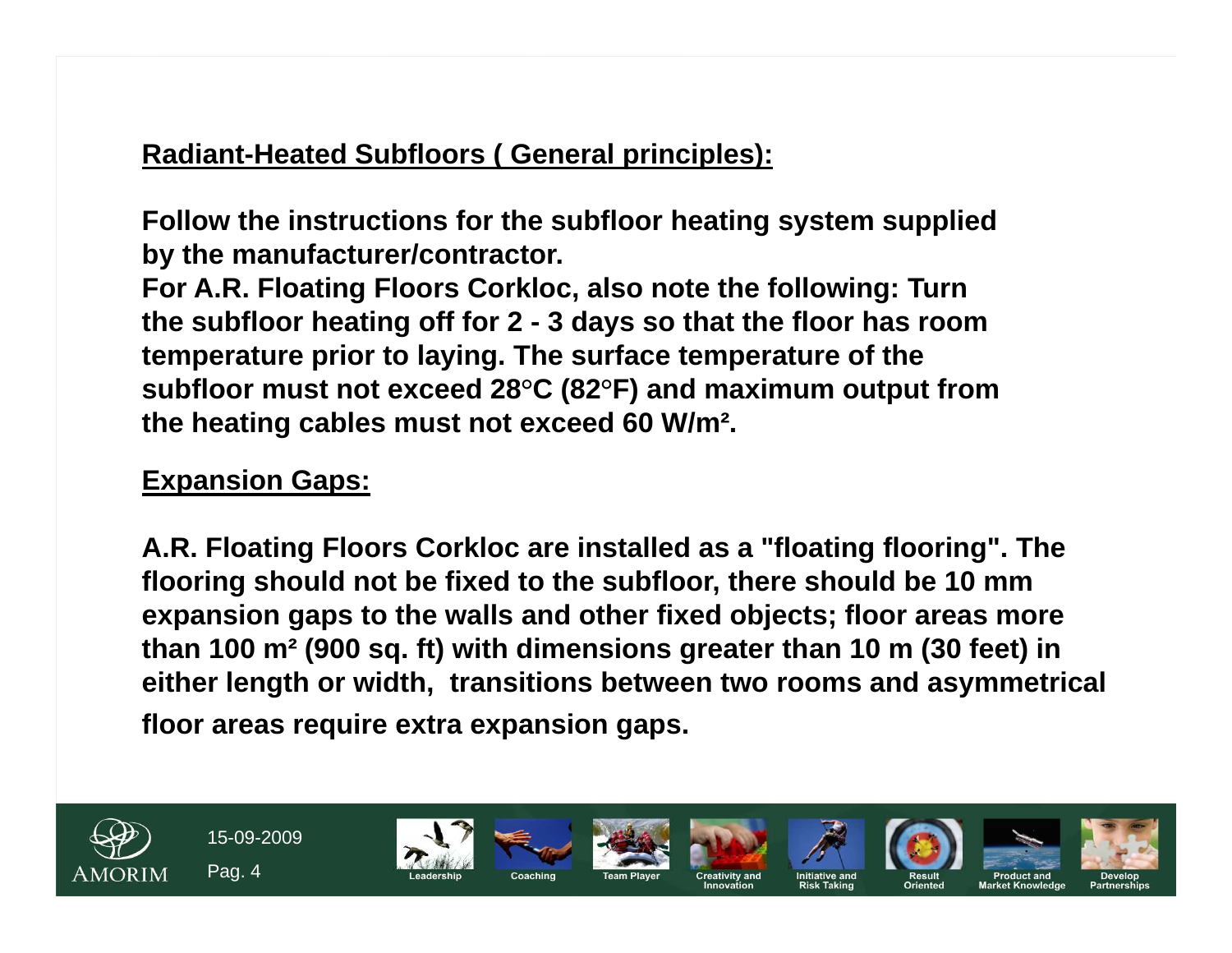## Radiant-Heated Subfloors ( General principles):

**Follow the instructions for the subfloor heating system supplied by the manufacturer/contractor.**
**For A.R. Floating Floors Corkloc, also note the following: Turn the subfloor heating off for 2 - 3 days so that the floor has room temperature prior to laying. The surface temperature of the subfloor must not exceed 28°C (82°F) and maximum output from the heating cables must not exceed 60 W/m².**

## Expansion Gaps:

**A.R. Floating Floors Corkloc are installed as a "floating flooring". The flooring should not be fixed to the subfloor, there should be 10 mm expansion gaps to the walls and other fixed objects; floor areas more than 100 m² (900 sq. ft) with dimensions greater than 10 m (30 feet) in either length or width, transitions between two rooms and asymmetrical floor areas require extra expansion gaps.**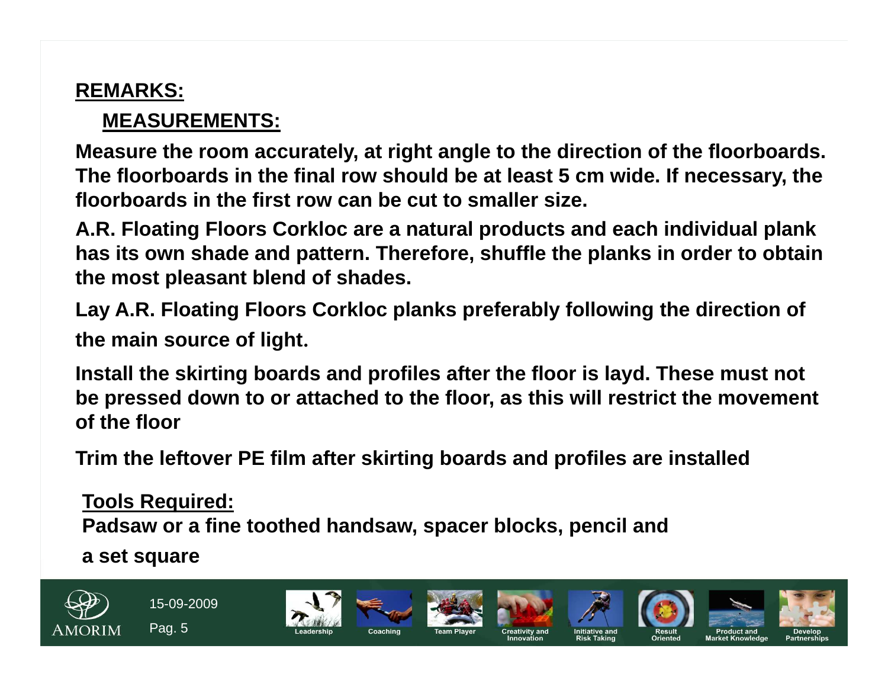## REMARKS:

### MEASUREMENTS:

**Measure the room accurately, at right angle to the direction of the floorboards. The floorboards in the final row should be at least 5 cm wide. If necessary, the floorboards in the first row can be cut to smaller size.**

**A.R. Floating Floors Corkloc are a natural products and each individual plank has its own shade and pattern. Therefore, shuffle the planks in order to obtain the most pleasant blend of shades.**

**Lay A.R. Floating Floors Corkloc planks preferably following the direction of the main source of light.**

**Install the skirting boards and profiles after the floor is layd. These must not be pressed down to or attached to the floor, as this will restrict the movement of the floor**

**Trim the leftover PE film after skirting boards and profiles are installed**

### Tools Required:

**Padsaw or a fine toothed handsaw, spacer blocks, pencil and a set square**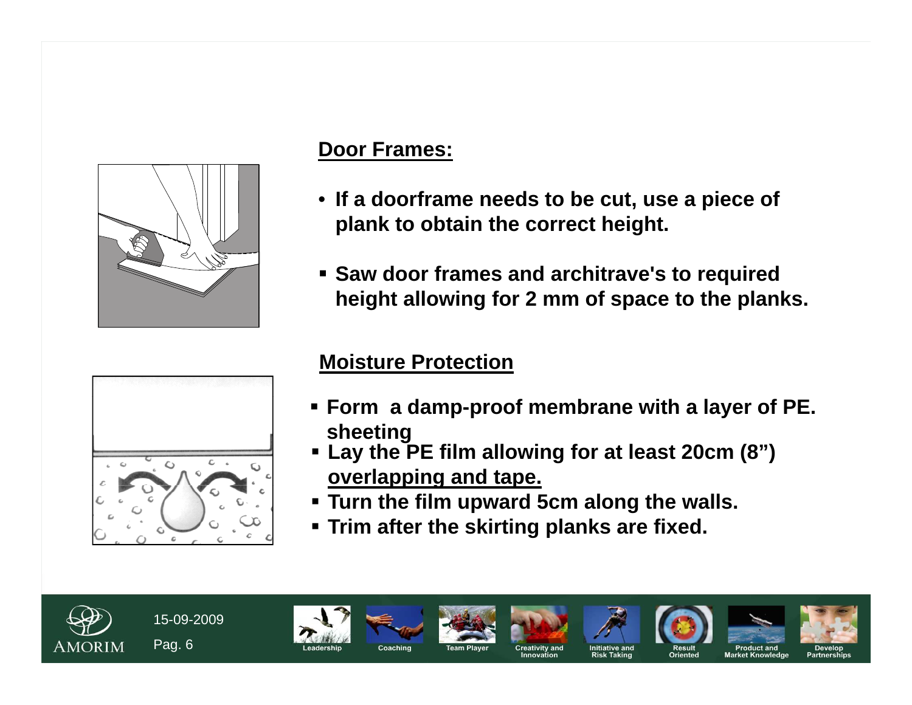## Door Frames:

- If a doorframe needs to be cut, use a piece of plank to obtain the correct height.
- Saw door frames and architrave's to required height allowing for 2 mm of space to the planks.

## Moisture Protection

- Form a damp-proof membrane with a layer of PE. sheeting
- Lay the PE film allowing for at least 20cm (8”) overlapping and tape.
- Turn the film upward 5cm along the walls.
- Trim after the skirting planks are fixed.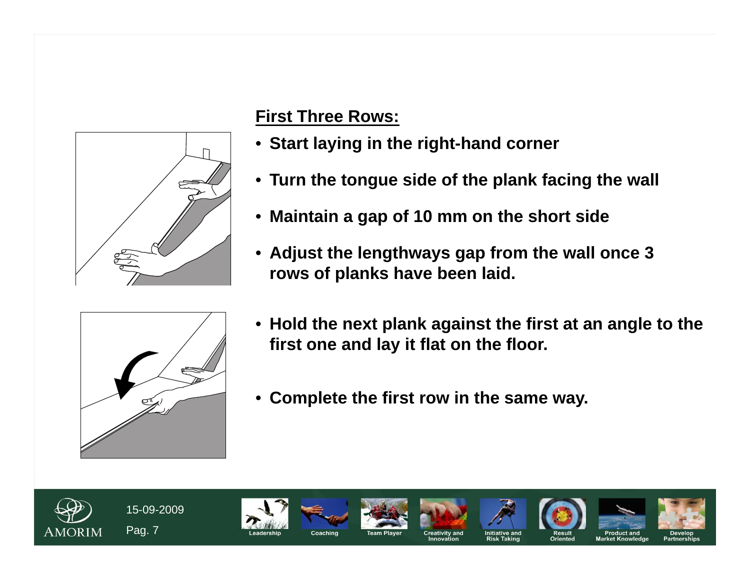## First Three Rows:

- **Start laying in the right-hand corner**
- **Turn the tongue side of the plank facing the wall**
- **Maintain a gap of 10 mm on the short side**
- **Adjust the lengthways gap from the wall once 3 rows of planks have been laid.**
- **Hold the next plank against the first at an angle to the first one and lay it flat on the floor.**
- **Complete the first row in the same way.**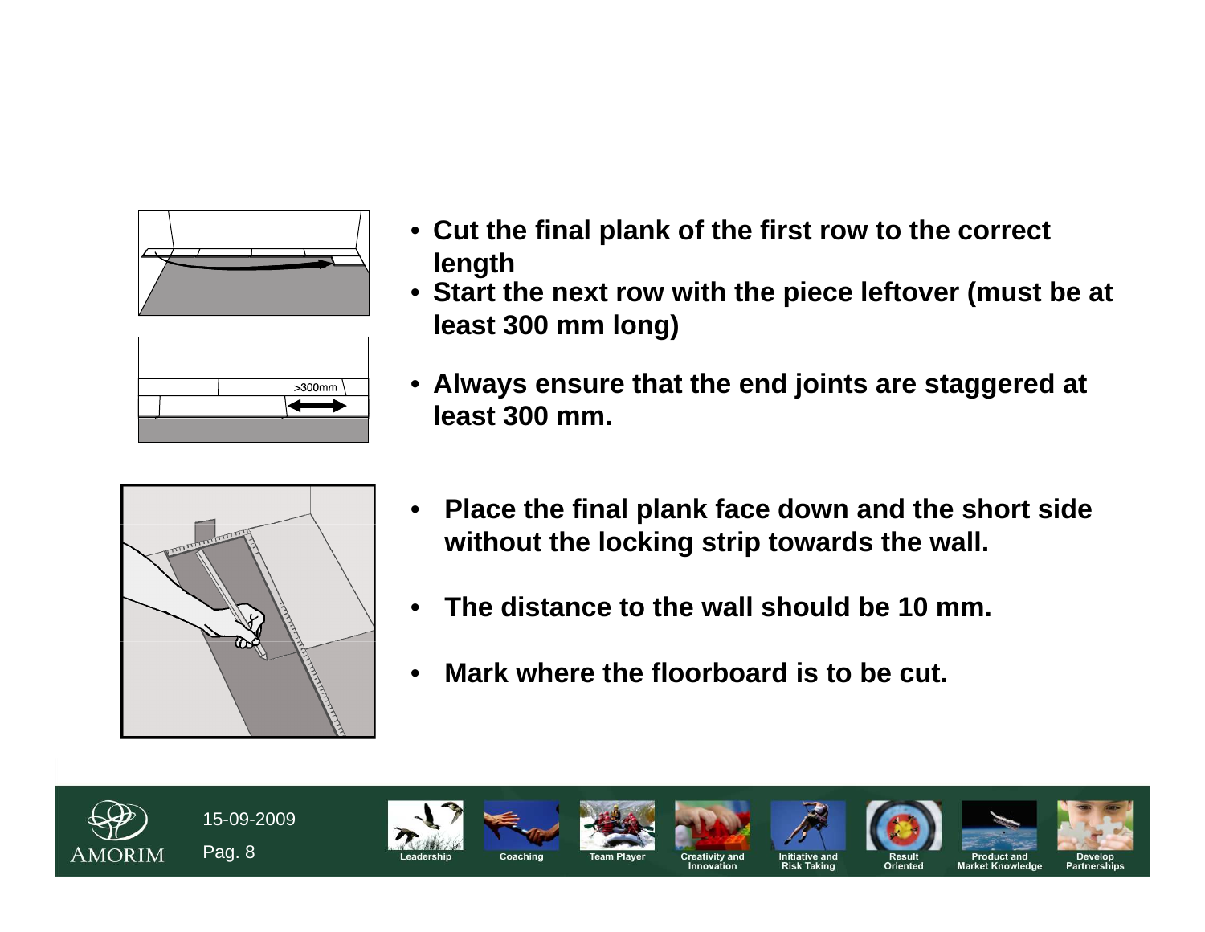- **Cut the final plank of the first row to the correct length**
- **Start the next row with the piece leftover (must be at least 300 mm long)**
- **Always ensure that the end joints are staggered at least 300 mm.**

- **Place the final plank face down and the short side without the locking strip towards the wall.**
- **The distance to the wall should be 10 mm.**
- **Mark where the floorboard is to be cut.**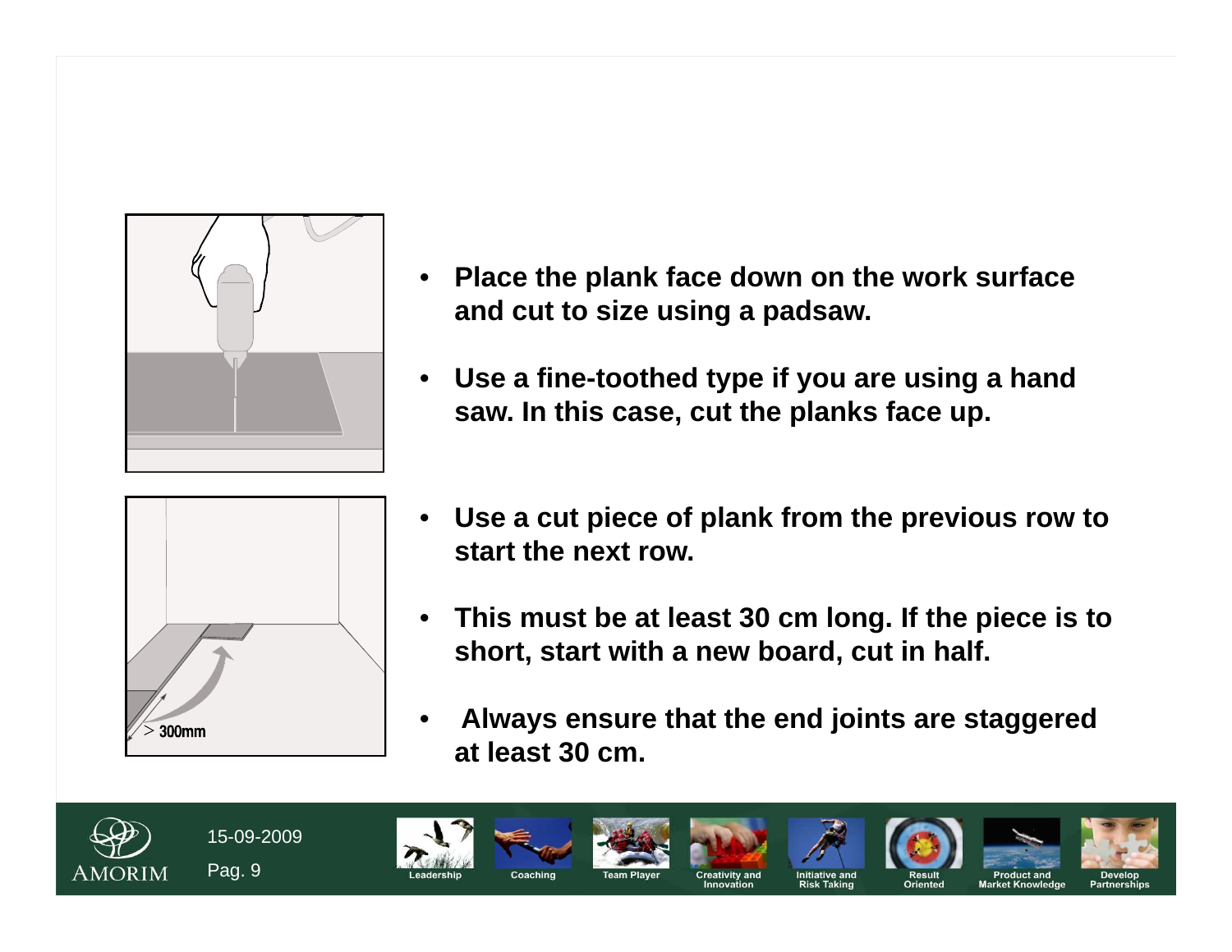- Place the plank face down on the work surface and cut to size using a padsaw.
- Use a fine-toothed type if you are using a hand saw. In this case, cut the planks face up.

- Use a cut piece of plank from the previous row to start the next row.
- This must be at least 30 cm long. If the piece is to short, start with a new board, cut in half.
- Always ensure that the end joints are staggered at least 30 cm.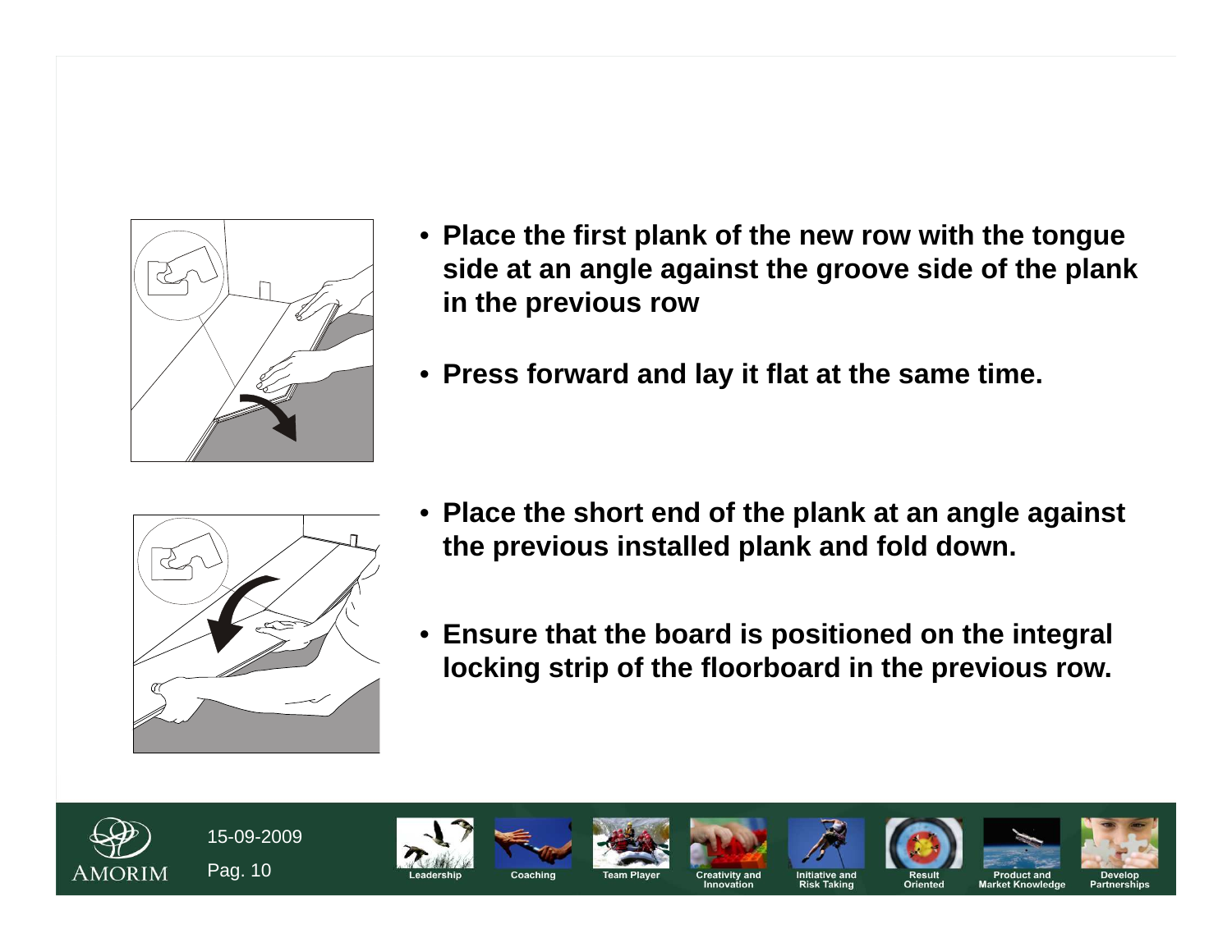- **Place the first plank of the new row with the tongue side at an angle against the groove side of the plank in the previous row**
- **Press forward and lay it flat at the same time.**

- **Place the short end of the plank at an angle against the previous installed plank and fold down.**
- **Ensure that the board is positioned on the integral locking strip of the floorboard in the previous row.**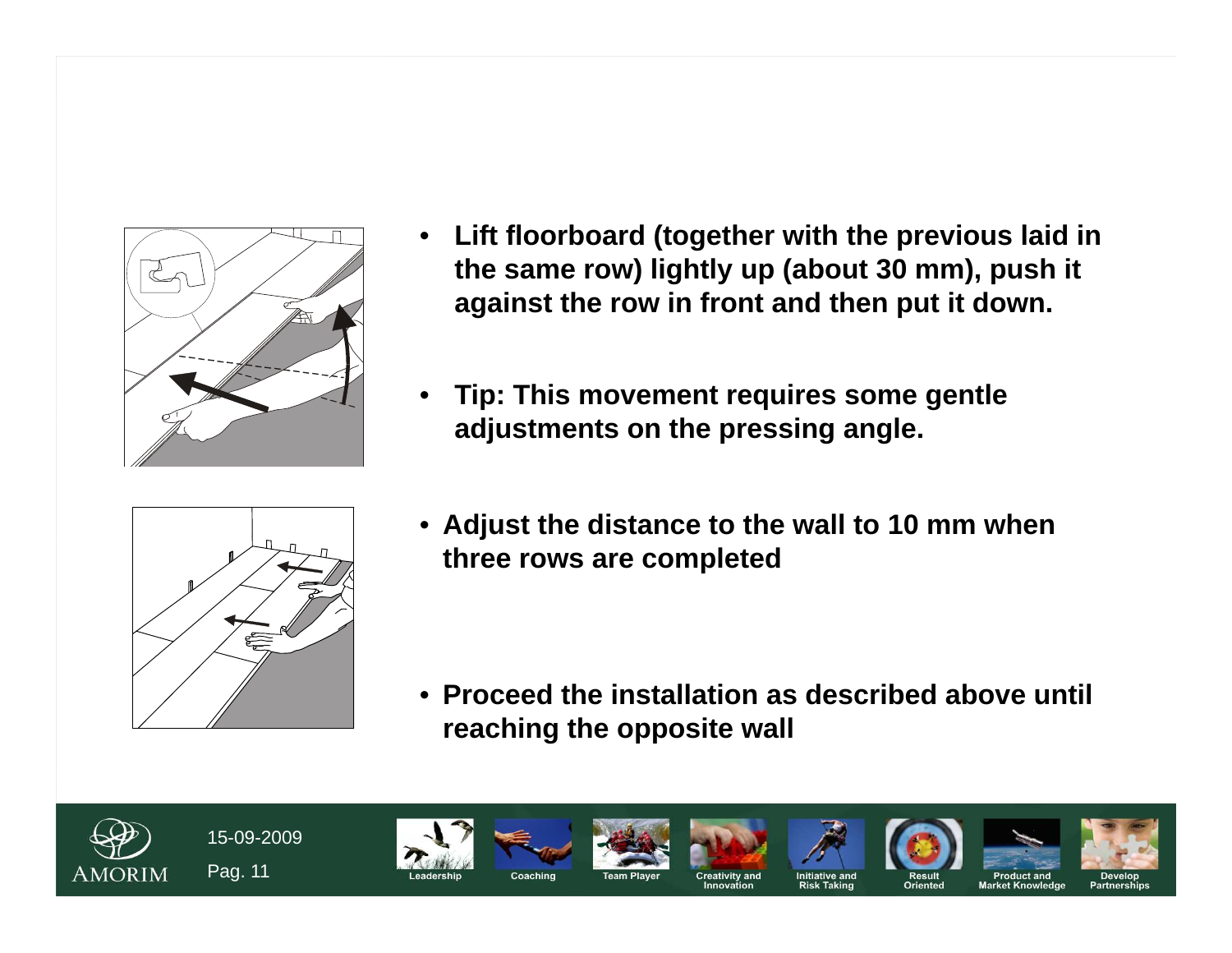- **Lift floorboard (together with the previous laid in the same row) lightly up (about 30 mm), push it against the row in front and then put it down.**

- **Tip: This movement requires some gentle adjustments on the pressing angle.**

- **Adjust the distance to the wall to 10 mm when three rows are completed**

- **Proceed the installation as described above until reaching the opposite wall**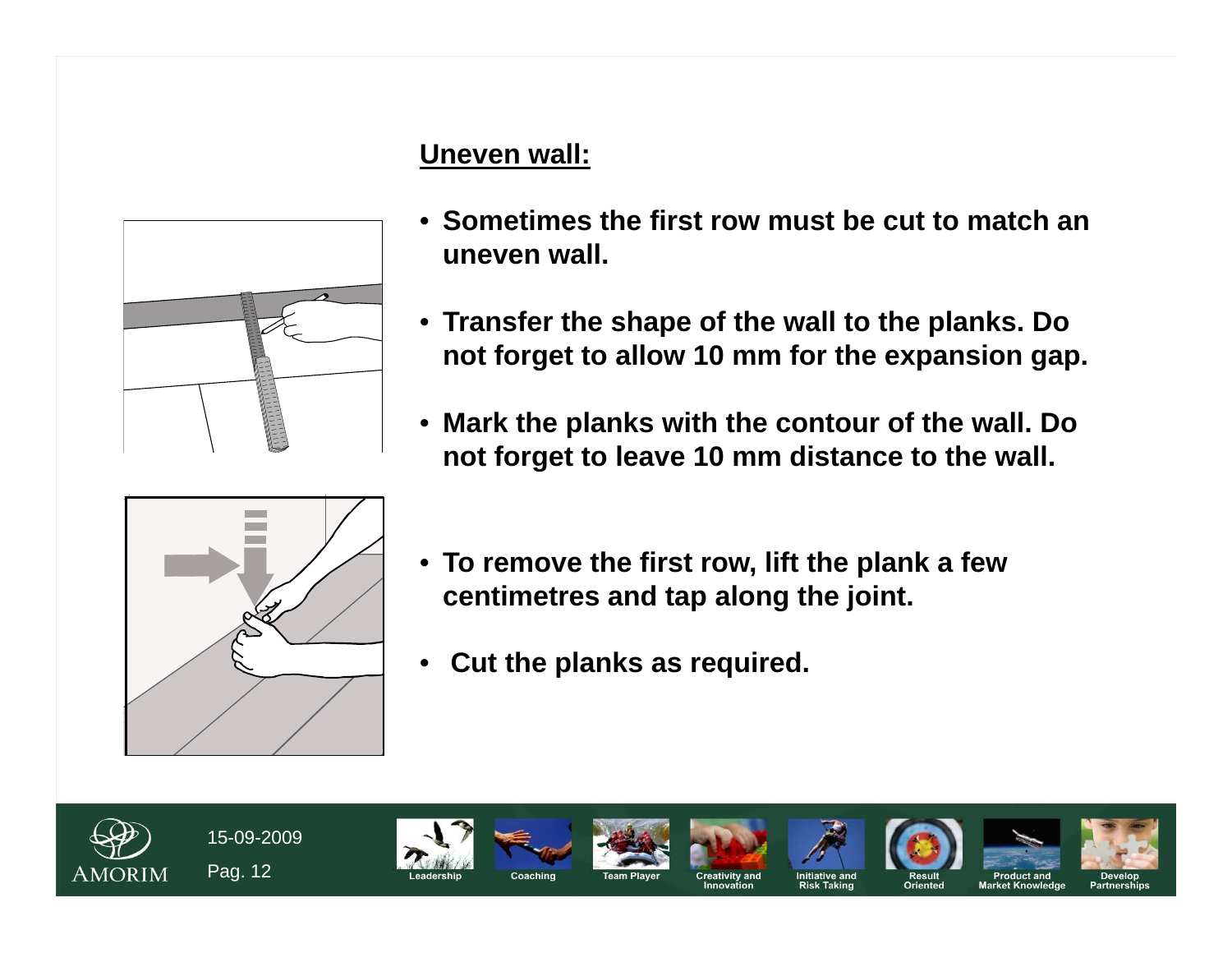## Uneven wall:

- Sometimes the first row must be cut to match an uneven wall.
- Transfer the shape of the wall to the planks. Do not forget to allow 10 mm for the expansion gap.
- Mark the planks with the contour of the wall. Do not forget to leave 10 mm distance to the wall.

- To remove the first row, lift the plank a few centimetres and tap along the joint.
- Cut the planks as required.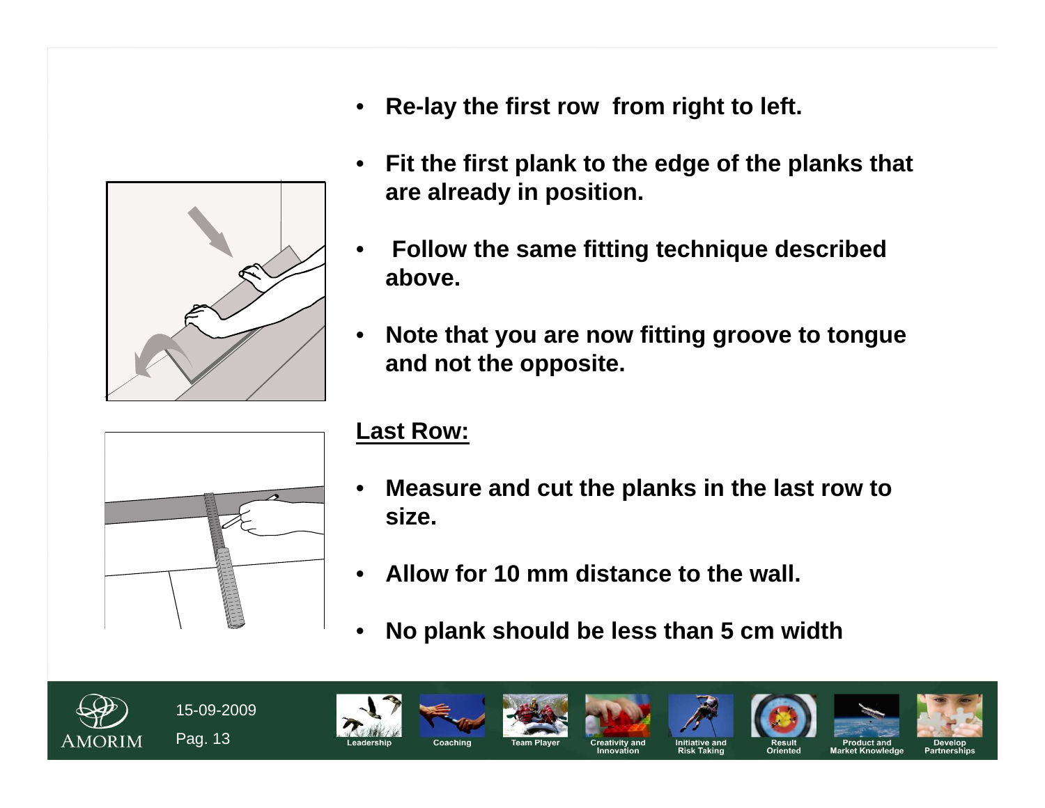- **Re-lay the first row from right to left.**
- **Fit the first plank to the edge of the planks that are already in position.**
- **Follow the same fitting technique described above.**
- **Note that you are now fitting groove to tongue and not the opposite.**

## Last Row:

- **Measure and cut the planks in the last row to size.**
- **Allow for 10 mm distance to the wall.**
- **No plank should be less than 5 cm width**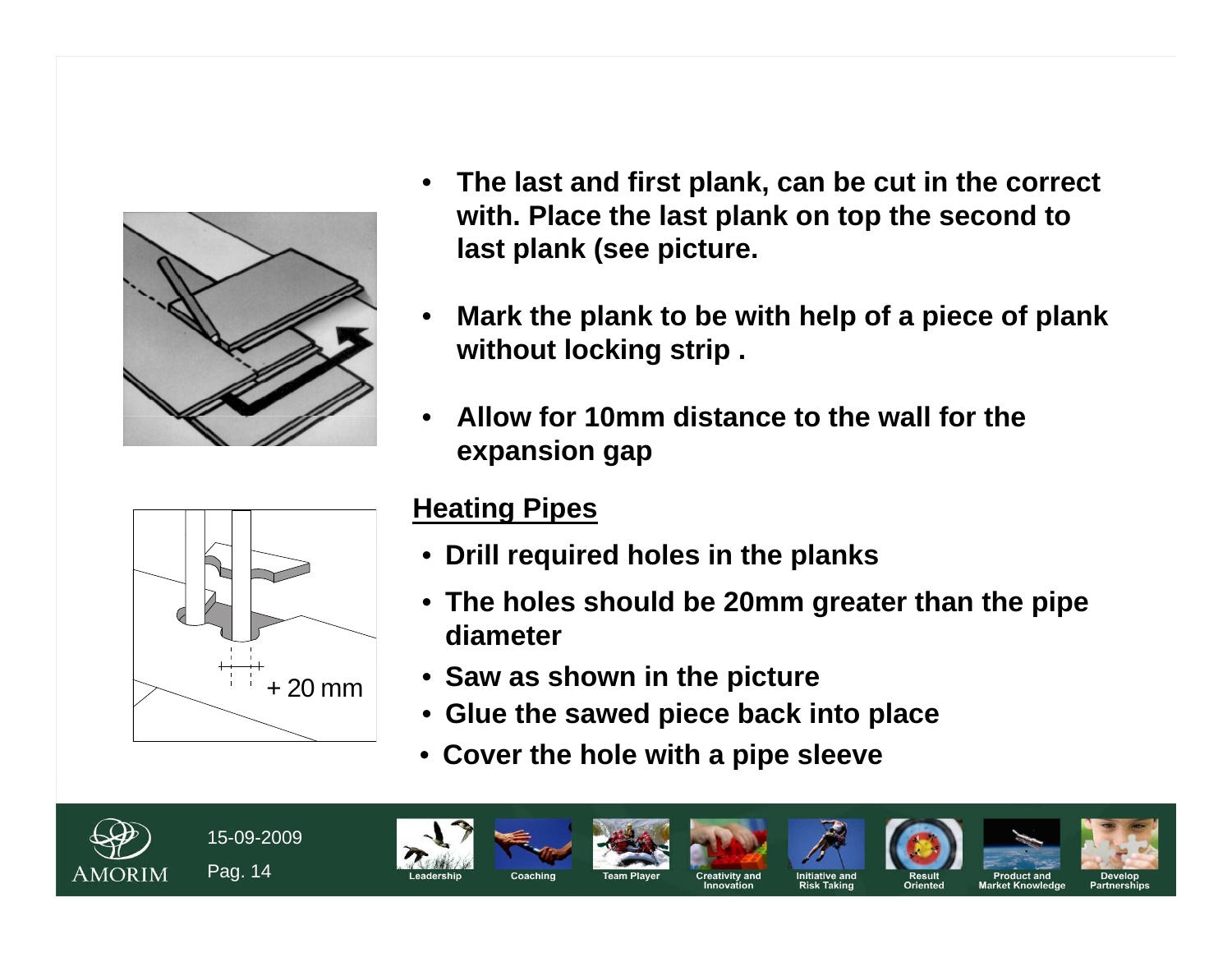- **The last and first plank, can be cut in the correct with. Place the last plank on top the second to last plank (see picture.**
- **Mark the plank to be with help of a piece of plank without locking strip .**
- **Allow for 10mm distance to the wall for the expansion gap**

## Heating Pipes

- **Drill required holes in the planks**
- **The holes should be 20mm greater than the pipe diameter**
- **Saw as shown in the picture**
- **Glue the sawed piece back into place**
- **Cover the hole with a pipe sleeve**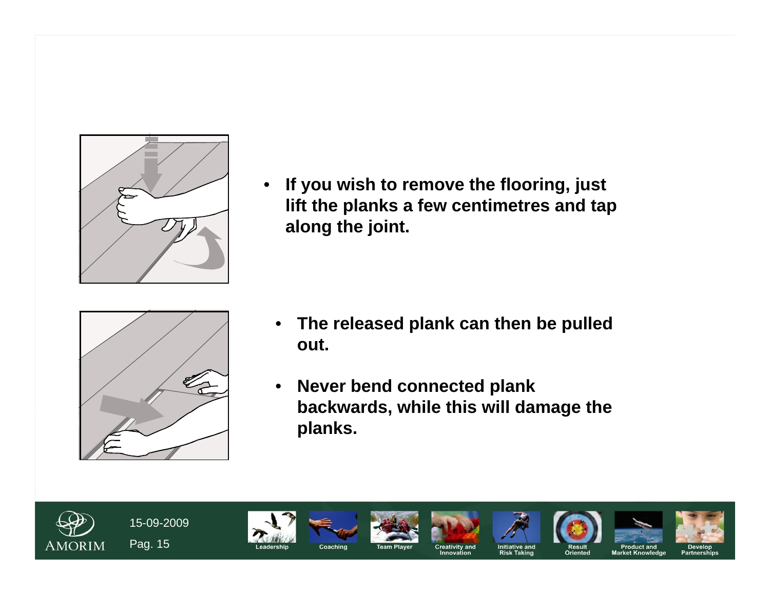- **If you wish to remove the flooring, just lift the planks a few centimetres and tap along the joint.**

- **The released plank can then be pulled out.**
- **Never bend connected plank backwards, while this will damage the planks.**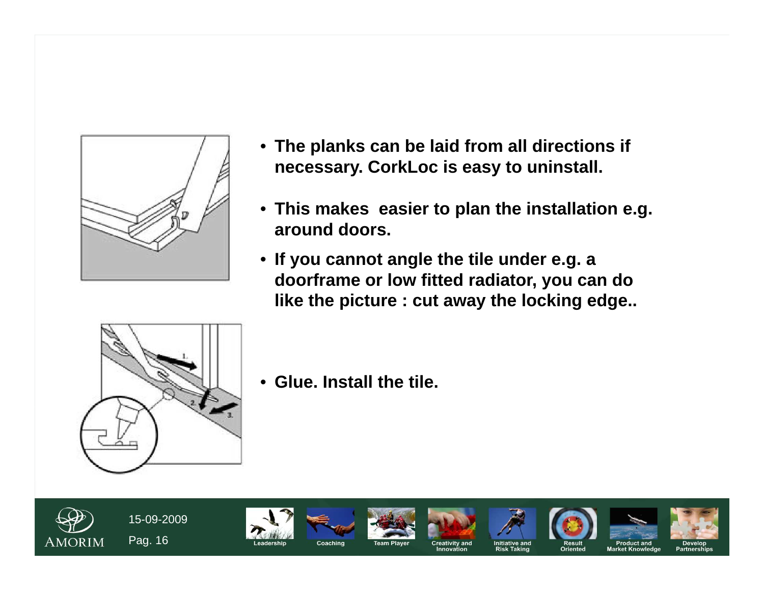- **The planks can be laid from all directions if necessary. CorkLoc is easy to uninstall.**

- **This makes  easier to plan the installation e.g. around doors.**

- **If you cannot angle the tile under e.g. a doorframe or low fitted radiator, you can do like the picture : cut away the locking edge..**

- **Glue. Install the tile.**